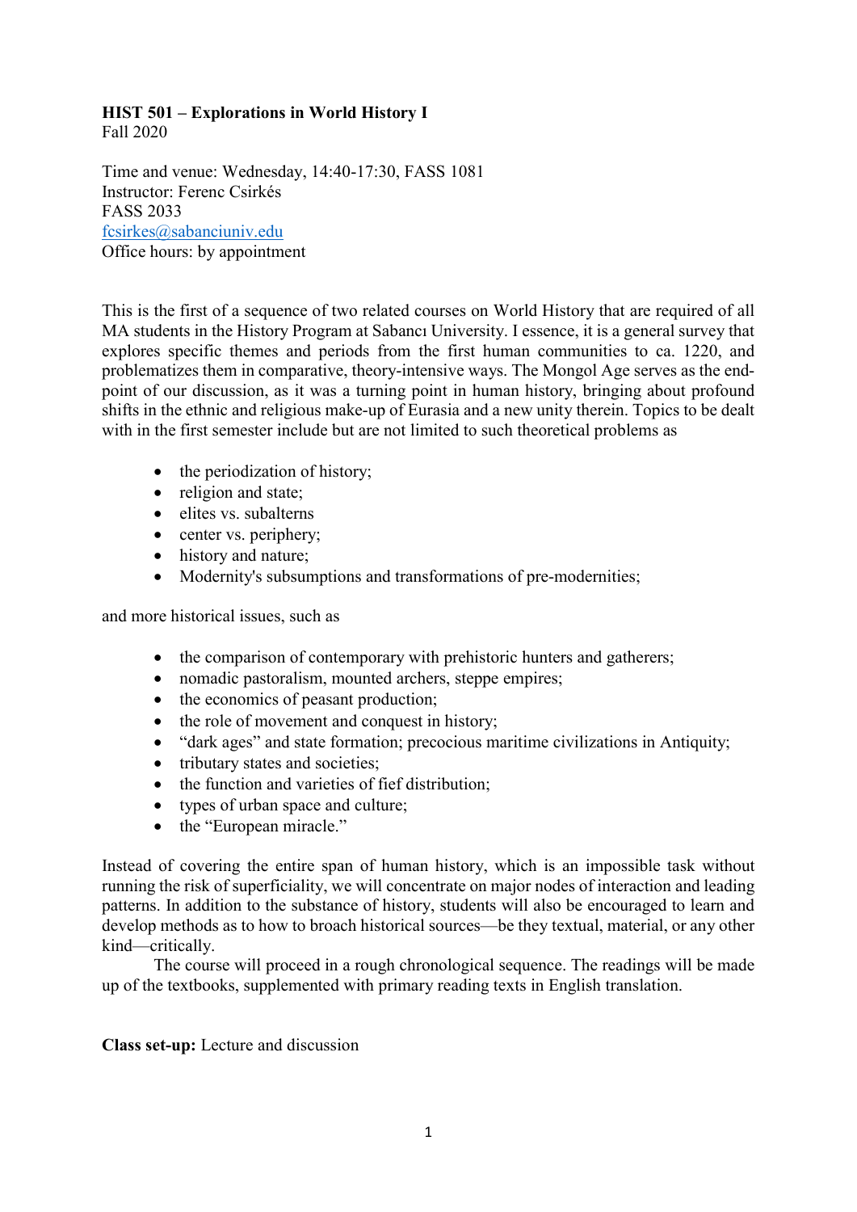**HIST 501 – Explorations in World History I**
Fall 2020

Time and venue: Wednesday, 14:40-17:30, FASS 1081
Instructor: Ferenc Csirkés
FASS 2033
fcsirkes@sabanciuniv.edu
Office hours: by appointment

This is the first of a sequence of two related courses on World History that are required of all MA students in the History Program at Sabancı University. I essence, it is a general survey that explores specific themes and periods from the first human communities to ca. 1220, and problematizes them in comparative, theory-intensive ways. The Mongol Age serves as the end-point of our discussion, as it was a turning point in human history, bringing about profound shifts in the ethnic and religious make-up of Eurasia and a new unity therein. Topics to be dealt with in the first semester include but are not limited to such theoretical problems as

- the periodization of history;
- religion and state;
- elites vs. subalterns
- center vs. periphery;
- history and nature;
- Modernity's subsumptions and transformations of pre-modernities;

and more historical issues, such as

- the comparison of contemporary with prehistoric hunters and gatherers;
- nomadic pastoralism, mounted archers, steppe empires;
- the economics of peasant production;
- the role of movement and conquest in history;
- "dark ages" and state formation; precocious maritime civilizations in Antiquity;
- tributary states and societies;
- the function and varieties of fief distribution;
- types of urban space and culture;
- the "European miracle."

Instead of covering the entire span of human history, which is an impossible task without running the risk of superficiality, we will concentrate on major nodes of interaction and leading patterns. In addition to the substance of history, students will also be encouraged to learn and develop methods as to how to broach historical sources—be they textual, material, or any other kind—critically.

The course will proceed in a rough chronological sequence. The readings will be made up of the textbooks, supplemented with primary reading texts in English translation.

**Class set-up:** Lecture and discussion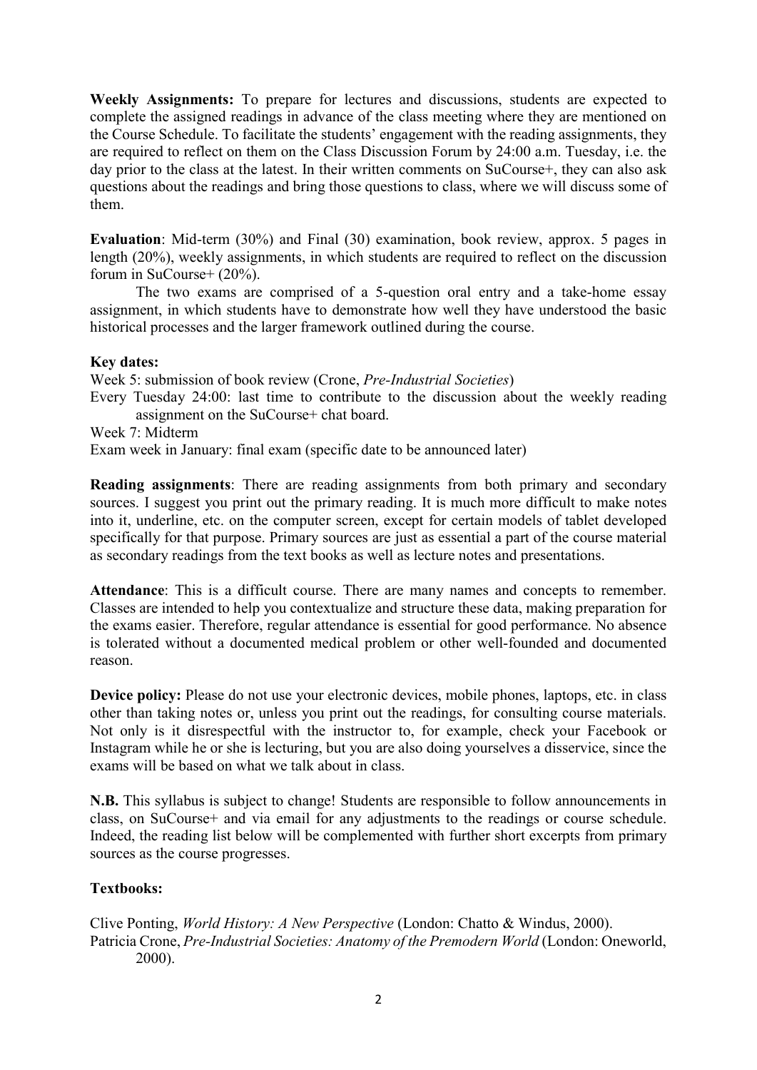**Weekly Assignments:** To prepare for lectures and discussions, students are expected to complete the assigned readings in advance of the class meeting where they are mentioned on the Course Schedule. To facilitate the students' engagement with the reading assignments, they are required to reflect on them on the Class Discussion Forum by 24:00 a.m. Tuesday, i.e. the day prior to the class at the latest. In their written comments on SuCourse+, they can also ask questions about the readings and bring those questions to class, where we will discuss some of them.

**Evaluation**: Mid-term (30%) and Final (30) examination, book review, approx. 5 pages in length (20%), weekly assignments, in which students are required to reflect on the discussion forum in SuCourse+ (20%).

The two exams are comprised of a 5-question oral entry and a take-home essay assignment, in which students have to demonstrate how well they have understood the basic historical processes and the larger framework outlined during the course.

**Key dates:**

Week 5: submission of book review (Crone, *Pre-Industrial Societies*)

Every Tuesday 24:00: last time to contribute to the discussion about the weekly reading assignment on the SuCourse+ chat board.

Week 7: Midterm

Exam week in January: final exam (specific date to be announced later)

**Reading assignments**: There are reading assignments from both primary and secondary sources. I suggest you print out the primary reading. It is much more difficult to make notes into it, underline, etc. on the computer screen, except for certain models of tablet developed specifically for that purpose. Primary sources are just as essential a part of the course material as secondary readings from the text books as well as lecture notes and presentations.

**Attendance**: This is a difficult course. There are many names and concepts to remember. Classes are intended to help you contextualize and structure these data, making preparation for the exams easier. Therefore, regular attendance is essential for good performance. No absence is tolerated without a documented medical problem or other well-founded and documented reason.

**Device policy:** Please do not use your electronic devices, mobile phones, laptops, etc. in class other than taking notes or, unless you print out the readings, for consulting course materials. Not only is it disrespectful with the instructor to, for example, check your Facebook or Instagram while he or she is lecturing, but you are also doing yourselves a disservice, since the exams will be based on what we talk about in class.

**N.B.** This syllabus is subject to change! Students are responsible to follow announcements in class, on SuCourse+ and via email for any adjustments to the readings or course schedule. Indeed, the reading list below will be complemented with further short excerpts from primary sources as the course progresses.

**Textbooks:**

Clive Ponting, *World History: A New Perspective* (London: Chatto & Windus, 2000).

Patricia Crone, *Pre-Industrial Societies: Anatomy of the Premodern World* (London: Oneworld, 2000).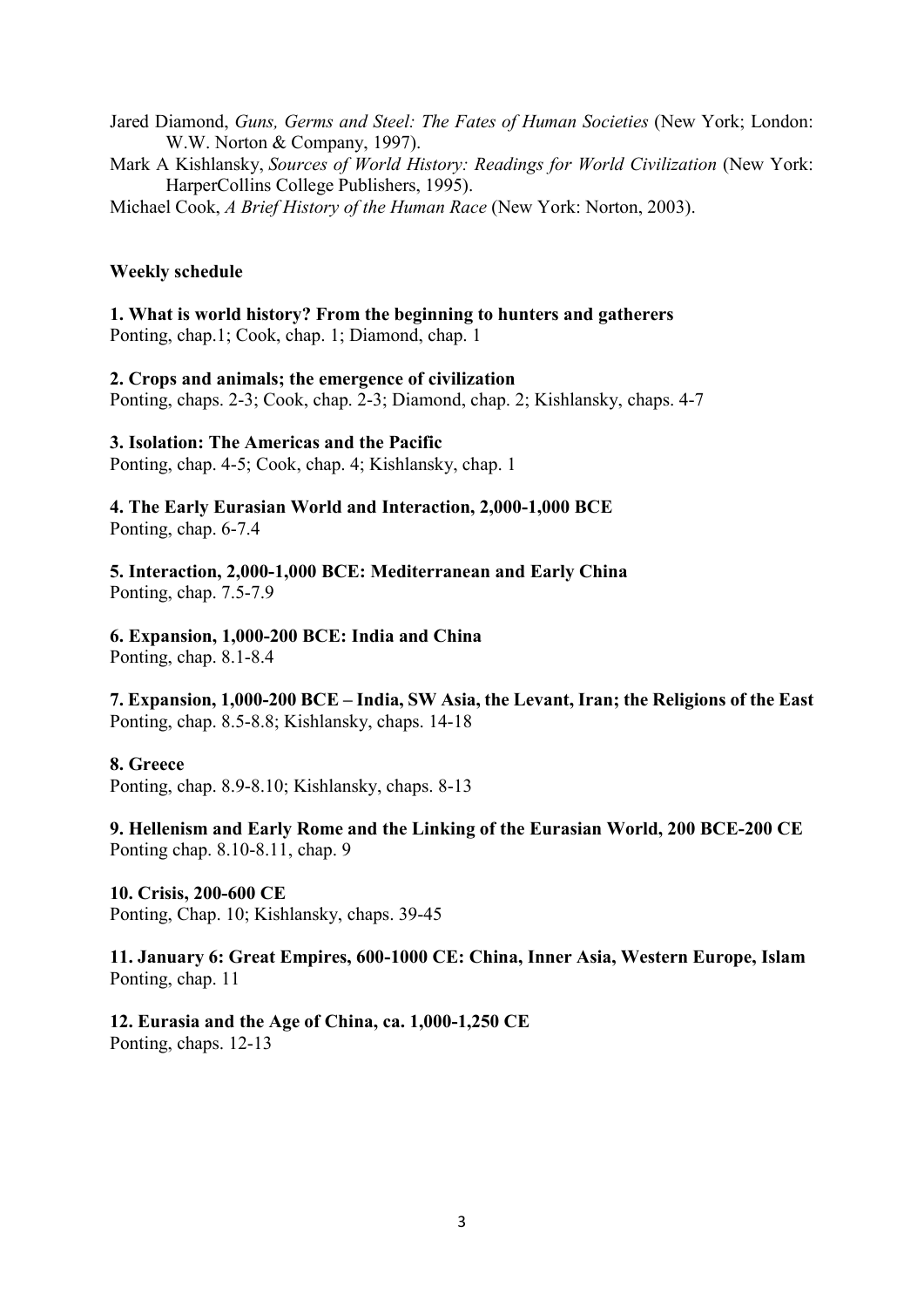Jared Diamond, *Guns, Germs and Steel: The Fates of Human Societies* (New York; London: W.W. Norton & Company, 1997).

Mark A Kishlansky, *Sources of World History: Readings for World Civilization* (New York: HarperCollins College Publishers, 1995).

Michael Cook, *A Brief History of the Human Race* (New York: Norton, 2003).

**Weekly schedule**

**1. What is world history? From the beginning to hunters and gatherers**
Ponting, chap.1; Cook, chap. 1; Diamond, chap. 1

**2. Crops and animals; the emergence of civilization**
Ponting, chaps. 2-3; Cook, chap. 2-3; Diamond, chap. 2; Kishlansky, chaps. 4-7

**3. Isolation: The Americas and the Pacific**
Ponting, chap. 4-5; Cook, chap. 4; Kishlansky, chap. 1

**4. The Early Eurasian World and Interaction, 2,000-1,000 BCE**
Ponting, chap. 6-7.4

**5. Interaction, 2,000-1,000 BCE: Mediterranean and Early China**
Ponting, chap. 7.5-7.9

**6. Expansion, 1,000-200 BCE: India and China**
Ponting, chap. 8.1-8.4

**7. Expansion, 1,000-200 BCE – India, SW Asia, the Levant, Iran; the Religions of the East**
Ponting, chap. 8.5-8.8; Kishlansky, chaps. 14-18

**8. Greece**
Ponting, chap. 8.9-8.10; Kishlansky, chaps. 8-13

**9. Hellenism and Early Rome and the Linking of the Eurasian World, 200 BCE-200 CE**
Ponting chap. 8.10-8.11, chap. 9

**10. Crisis, 200-600 CE**
Ponting, Chap. 10; Kishlansky, chaps. 39-45

**11. January 6: Great Empires, 600-1000 CE: China, Inner Asia, Western Europe, Islam**
Ponting, chap. 11

**12. Eurasia and the Age of China, ca. 1,000-1,250 CE**
Ponting, chaps. 12-13